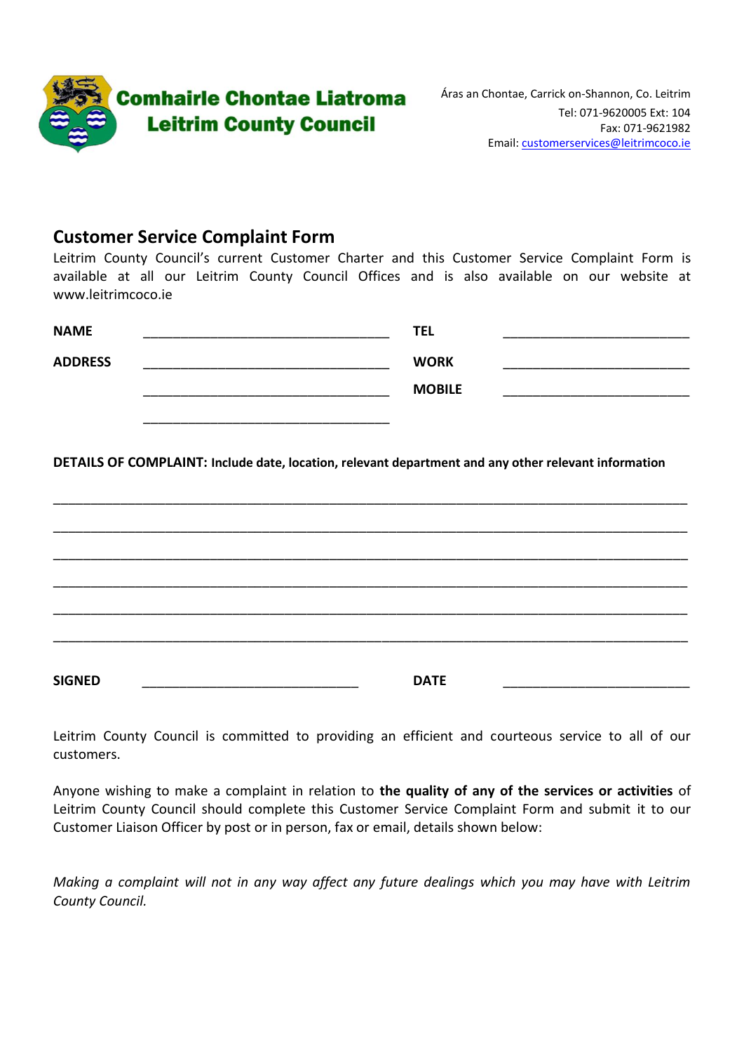**Comhairle Chontae Liatroma**
**Leitrim County Council**

Áras an Chontae, Carrick on-Shannon, Co. Leitrim
Tel: 071-9620005 Ext: 104
Fax: 071-9621982
Email: customerservices@leitrimcoco.ie

## Customer Service Complaint Form

Leitrim County Council's current Customer Charter and this Customer Service Complaint Form is available at all our Leitrim County Council Offices and is also available on our website at www.leitrimcoco.ie

**NAME** ________________________________ **TEL** ________________________

**ADDRESS** ________________________________ **WORK** ________________________

________________________________ **MOBILE** ________________________

________________________________

**DETAILS OF COMPLAINT: Include date, location, relevant department and any other relevant information**

______________________________________________________________________________

______________________________________________________________________________

______________________________________________________________________________

______________________________________________________________________________

______________________________________________________________________________

______________________________________________________________________________

**SIGNED** ____________________________ **DATE** ________________________

Leitrim County Council is committed to providing an efficient and courteous service to all of our customers.

Anyone wishing to make a complaint in relation to **the quality of any of the services or activities** of Leitrim County Council should complete this Customer Service Complaint Form and submit it to our Customer Liaison Officer by post or in person, fax or email, details shown below:

*Making a complaint will not in any way affect any future dealings which you may have with Leitrim County Council.*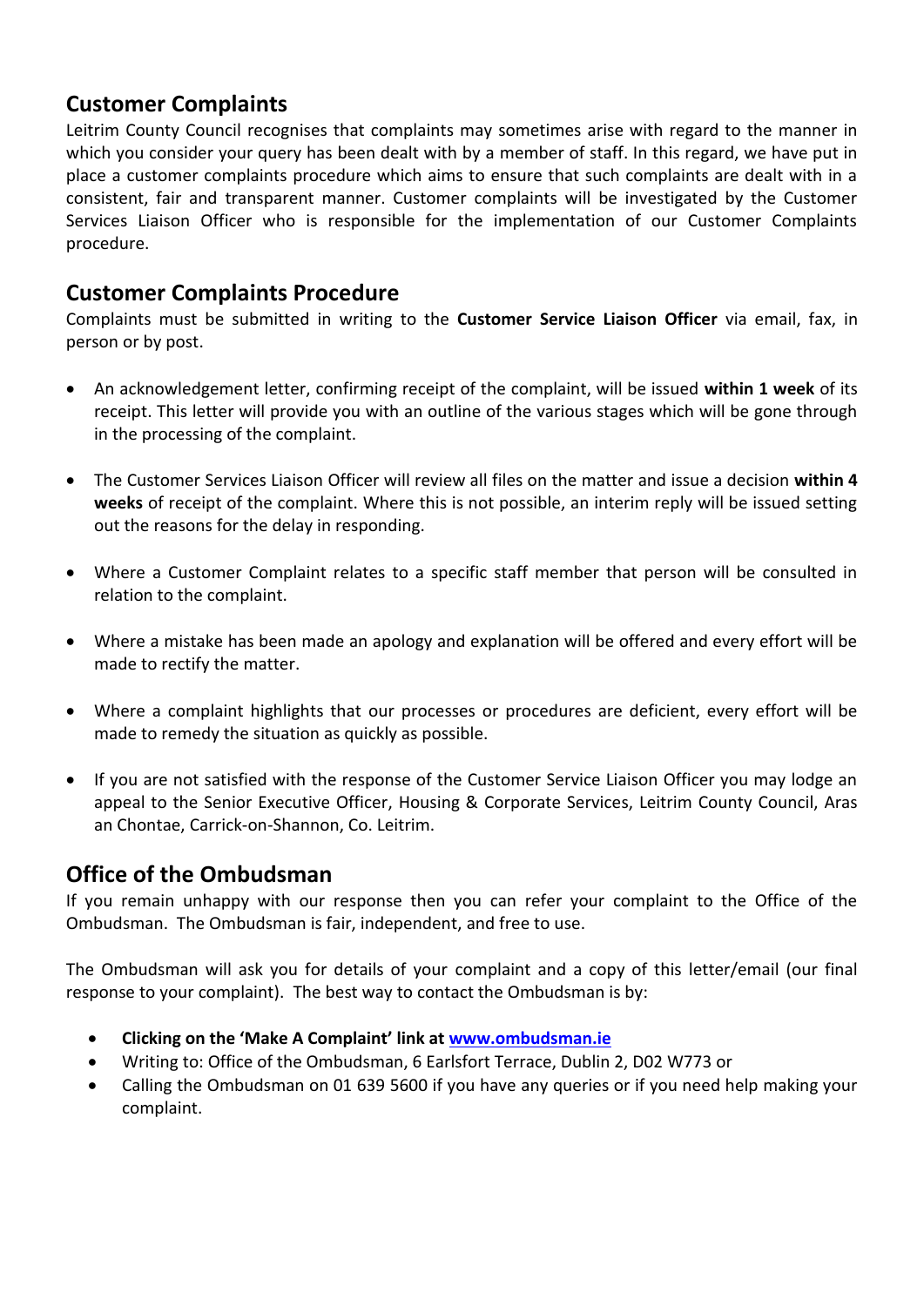## Customer Complaints

Leitrim County Council recognises that complaints may sometimes arise with regard to the manner in which you consider your query has been dealt with by a member of staff. In this regard, we have put in place a customer complaints procedure which aims to ensure that such complaints are dealt with in a consistent, fair and transparent manner. Customer complaints will be investigated by the Customer Services Liaison Officer who is responsible for the implementation of our Customer Complaints procedure.

## Customer Complaints Procedure

Complaints must be submitted in writing to the **Customer Service Liaison Officer** via email, fax, in person or by post.

- An acknowledgement letter, confirming receipt of the complaint, will be issued **within 1 week** of its receipt. This letter will provide you with an outline of the various stages which will be gone through in the processing of the complaint.
- The Customer Services Liaison Officer will review all files on the matter and issue a decision **within 4 weeks** of receipt of the complaint. Where this is not possible, an interim reply will be issued setting out the reasons for the delay in responding.
- Where a Customer Complaint relates to a specific staff member that person will be consulted in relation to the complaint.
- Where a mistake has been made an apology and explanation will be offered and every effort will be made to rectify the matter.
- Where a complaint highlights that our processes or procedures are deficient, every effort will be made to remedy the situation as quickly as possible.
- If you are not satisfied with the response of the Customer Service Liaison Officer you may lodge an appeal to the Senior Executive Officer, Housing & Corporate Services, Leitrim County Council, Aras an Chontae, Carrick-on-Shannon, Co. Leitrim.

## Office of the Ombudsman

If you remain unhappy with our response then you can refer your complaint to the Office of the Ombudsman. The Ombudsman is fair, independent, and free to use.

The Ombudsman will ask you for details of your complaint and a copy of this letter/email (our final response to your complaint). The best way to contact the Ombudsman is by:

- **Clicking on the 'Make A Complaint' link at [www.ombudsman.ie](www.ombudsman.ie)**
- Writing to: Office of the Ombudsman, 6 Earlsfort Terrace, Dublin 2, D02 W773 or
- Calling the Ombudsman on 01 639 5600 if you have any queries or if you need help making your complaint.